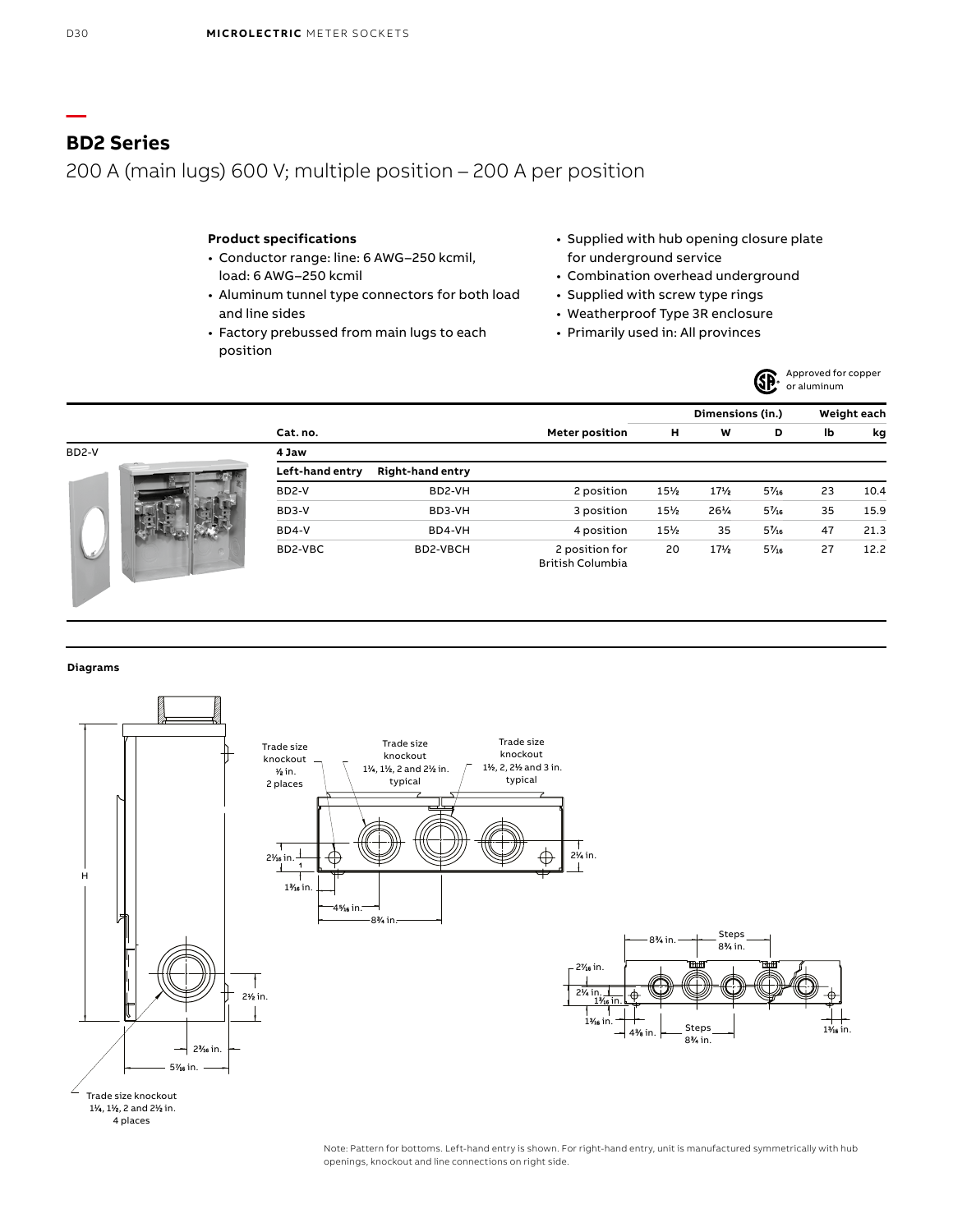## BD2 Series

200 A (main lugs) 600 V; multiple position – 200 A per position

**Product specifications**

- Conductor range: line: 6 AWG–250 kcmil, load: 6 AWG–250 kcmil
- Aluminum tunnel type connectors for both load and line sides
- Factory prebussed from main lugs to each position
- Supplied with hub opening closure plate for underground service
- Combination overhead underground
- Supplied with screw type rings
- Weatherproof Type 3R enclosure
- Primarily used in: All provinces

Approved for copper or aluminum

BD2-V

| Cat. no. | | Meter position | Dimensions (in.) | | | Weight each | |
|---|---|---|---|---|---|---|---|
| | | | H | W | D | lb | kg |
| **4 Jaw** | | | | | | | |
| **Left-hand entry** | **Right-hand entry** | | | | | | |
| BD2-V | BD2-VH | 2 position | 15½ | 17½ | 5⁷⁄₁₆ | 23 | 10.4 |
| BD3-V | BD3-VH | 3 position | 15½ | 26¼ | 5⁷⁄₁₆ | 35 | 15.9 |
| BD4-V | BD4-VH | 4 position | 15½ | 35 | 5⁷⁄₁₆ | 47 | 21.3 |
| BD2-VBC | BD2-VBCH | 2 position for British Columbia | 20 | 17½ | 5⁷⁄₁₆ | 27 | 12.2 |

**Diagrams**

Trade size knockout ⅞ in. 2 places

Trade size knockout 1¼, 1½, 2 and 2½ in. typical

Trade size knockout 1½, 2, 2½ and 3 in. typical

Trade size knockout 1¼, 1½, 2 and 2½ in. 4 places

Note: Pattern for bottoms. Left-hand entry is shown. For right-hand entry, unit is manufactured symmetrically with hub openings, knockout and line connections on right side.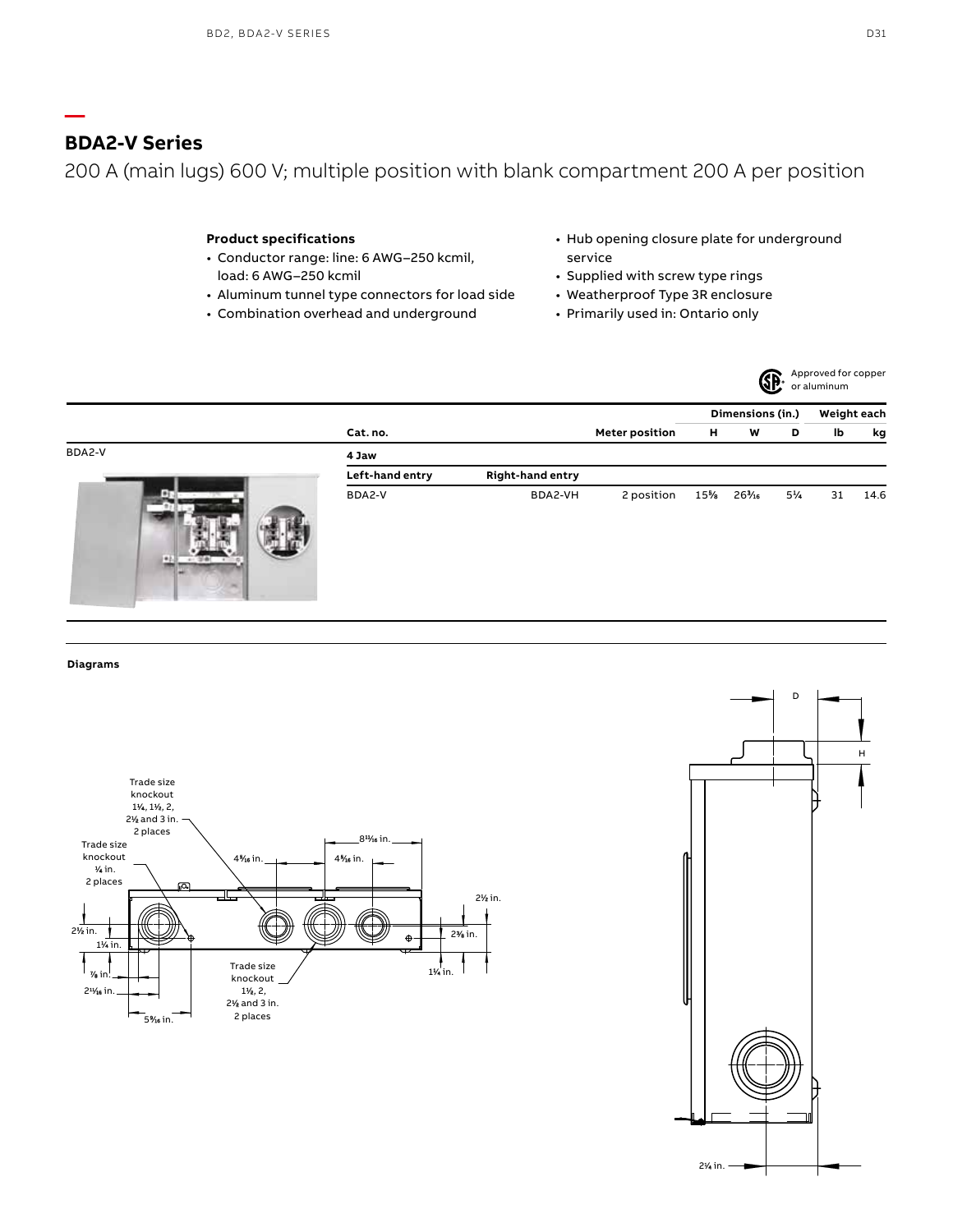# BDA2-V Series

200 A (main lugs) 600 V; multiple position with blank compartment 200 A per position

**Product specifications**

- Conductor range: line: 6 AWG–250 kcmil, load: 6 AWG–250 kcmil
- Aluminum tunnel type connectors for load side
- Combination overhead and underground
- Hub opening closure plate for underground service
- Supplied with screw type rings
- Weatherproof Type 3R enclosure
- Primarily used in: Ontario only

Approved for copper or aluminum

| | Cat. no. | | Meter position | Dimensions (in.) | | | Weight each | |
|---|---|---|---|---|---|---|---|---|
| | | | | H | W | D | lb | kg |
| BDA2-V | 4 Jaw | | | | | | | |
| | Left-hand entry | Right-hand entry | | | | | | |
| | BDA2-V | BDA2-VH | 2 position | 15⅝ | 26³⁄₁₆ | 5¼ | 31 | 14.6 |

**Diagrams**

Trade size knockout 1¼, 1½, 2, 2½ and 3 in. 2 places

Trade size knockout ¾ in. 2 places

Trade size knockout 1⅛, 2, 2½ and 3 in. 2 places

4⁹⁄₁₆ in. 4⁹⁄₁₆ in. 8¹¹⁄₁₆ in. 2½ in. 2⅜ in. 1¼ in. 2½ in. 1¼ in. ⅞ in. 2¹¹⁄₁₆ in. 5⁹⁄₁₆ in.

D H 2¼ in.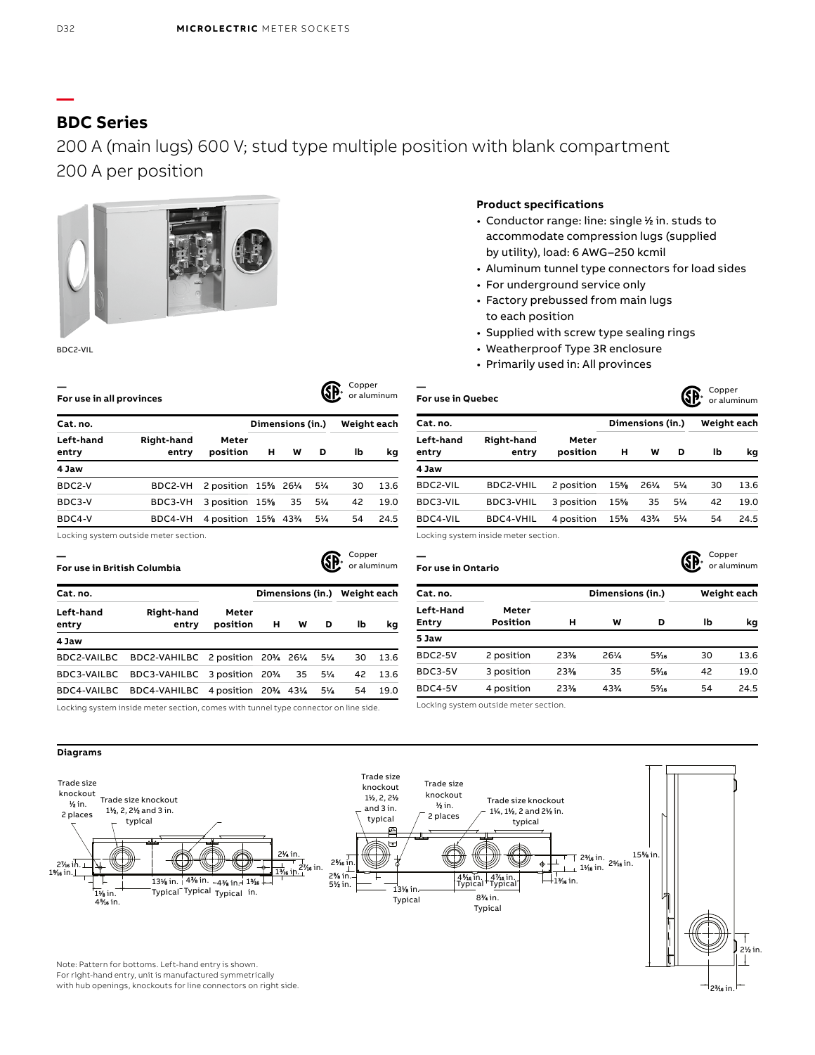## BDC Series

200 A (main lugs) 600 V; stud type multiple position with blank compartment

200 A per position

BDC2-VIL

**Product specifications**

- Conductor range: line: single ½ in. studs to accommodate compression lugs (supplied by utility), load: 6 AWG–250 kcmil
- Aluminum tunnel type connectors for load sides
- For underground service only
- Factory prebussed from main lugs to each position
- Supplied with screw type sealing rings
- Weatherproof Type 3R enclosure
- Primarily used in: All provinces

**For use in all provinces**

Copper or aluminum

| Cat. no. | | | Dimensions (in.) | | | Weight each | |
|---|---|---|---|---|---|---|---|
| Left-hand entry | Right-hand entry | Meter position | H | W | D | lb | kg |
| **4 Jaw** | | | | | | | |
| BDC2-V | BDC2-VH | 2 position | 15⅝ | 26¼ | 5¼ | 30 | 13.6 |
| BDC3-V | BDC3-VH | 3 position | 15⅝ | 35 | 5¼ | 42 | 19.0 |
| BDC4-V | BDC4-VH | 4 position | 15⅝ | 43¾ | 5¼ | 54 | 24.5 |

Locking system outside meter section.

**For use in Quebec**

Copper or aluminum

| Cat. no. | | | Dimensions (in.) | | | Weight each | |
|---|---|---|---|---|---|---|---|
| Left-hand entry | Right-hand entry | Meter position | H | W | D | lb | kg |
| **4 Jaw** | | | | | | | |
| BDC2-VIL | BDC2-VHIL | 2 position | 15⅝ | 26¼ | 5¼ | 30 | 13.6 |
| BDC3-VIL | BDC3-VHIL | 3 position | 15⅝ | 35 | 5¼ | 42 | 19.0 |
| BDC4-VIL | BDC4-VHIL | 4 position | 15⅝ | 43¾ | 5¼ | 54 | 24.5 |

Locking system inside meter section.

**For use in British Columbia**

Copper or aluminum

| Cat. no. | | | Dimensions (in.) | | | Weight each | |
|---|---|---|---|---|---|---|---|
| Left-hand entry | Right-hand entry | Meter position | H | W | D | lb | kg |
| **4 Jaw** | | | | | | | |
| BDC2-VAILBC | BDC2-VAHILBC | 2 position | 20¾ | 26¼ | 5¼ | 30 | 13.6 |
| BDC3-VAILBC | BDC3-VAHILBC | 3 position | 20¾ | 35 | 5¼ | 42 | 13.6 |
| BDC4-VAILBC | BDC4-VAHILBC | 4 position | 20¾ | 43¼ | 5¼ | 54 | 19.0 |

Locking system inside meter section, comes with tunnel type connector on line side.

**For use in Ontario**

Copper or aluminum

| Cat. no. | | Dimensions (in.) | | | Weight each | |
|---|---|---|---|---|---|---|
| Left-Hand Entry | Meter Position | H | W | D | lb | kg |
| **5 Jaw** | | | | | | |
| BDC2-5V | 2 position | 23⅜ | 26¼ | 5⁵⁄₁₆ | 30 | 13.6 |
| BDC3-5V | 3 position | 23⅜ | 35 | 5⁵⁄₁₆ | 42 | 19.0 |
| BDC4-5V | 4 position | 23⅜ | 43¾ | 5⁵⁄₁₆ | 54 | 24.5 |

Locking system outside meter section.

**Diagrams**

Trade size knockout ½ in. 2 places; Trade size knockout 1½, 2, 2½ and 3 in. typical; 2¼ in.; 2⁷⁄₁₆ in.; 1³⁄₁₆ in.; 2⁷⁄₁₆ in.; 1⁹⁄₁₆ in.; 13⅛ in. Typical; 4⅜ in. Typical; 4⅜ in. Typical; 1⁵⁄₁₆ in.; 1⅛ in.; 4⁹⁄₁₆ in.

Trade size knockout 1½, 2, 2½ and 3 in. typical; Trade size knockout ½ in. 2 places; Trade size knockout 1¼, 1½, 2 and 2½ in. typical; 2⁹⁄₁₆ in.; 2⅝ in.; 5½ in.; 13⅛ in. Typical; 4⁵⁄₁₆ in. Typical; 4⁷⁄₁₆ in. Typical; 8¾ in. Typical; 2³⁄₁₆ in.; 1⁵⁄₁₆ in.; 1³⁄₁₆ in.; 2⁹⁄₁₆ in.; 15⅝ in.; 2½ in.; 2³⁄₁₆ in.

Note: Pattern for bottoms. Left-hand entry is shown.
For right-hand entry, unit is manufactured symmetrically with hub openings, knockouts for line connectors on right side.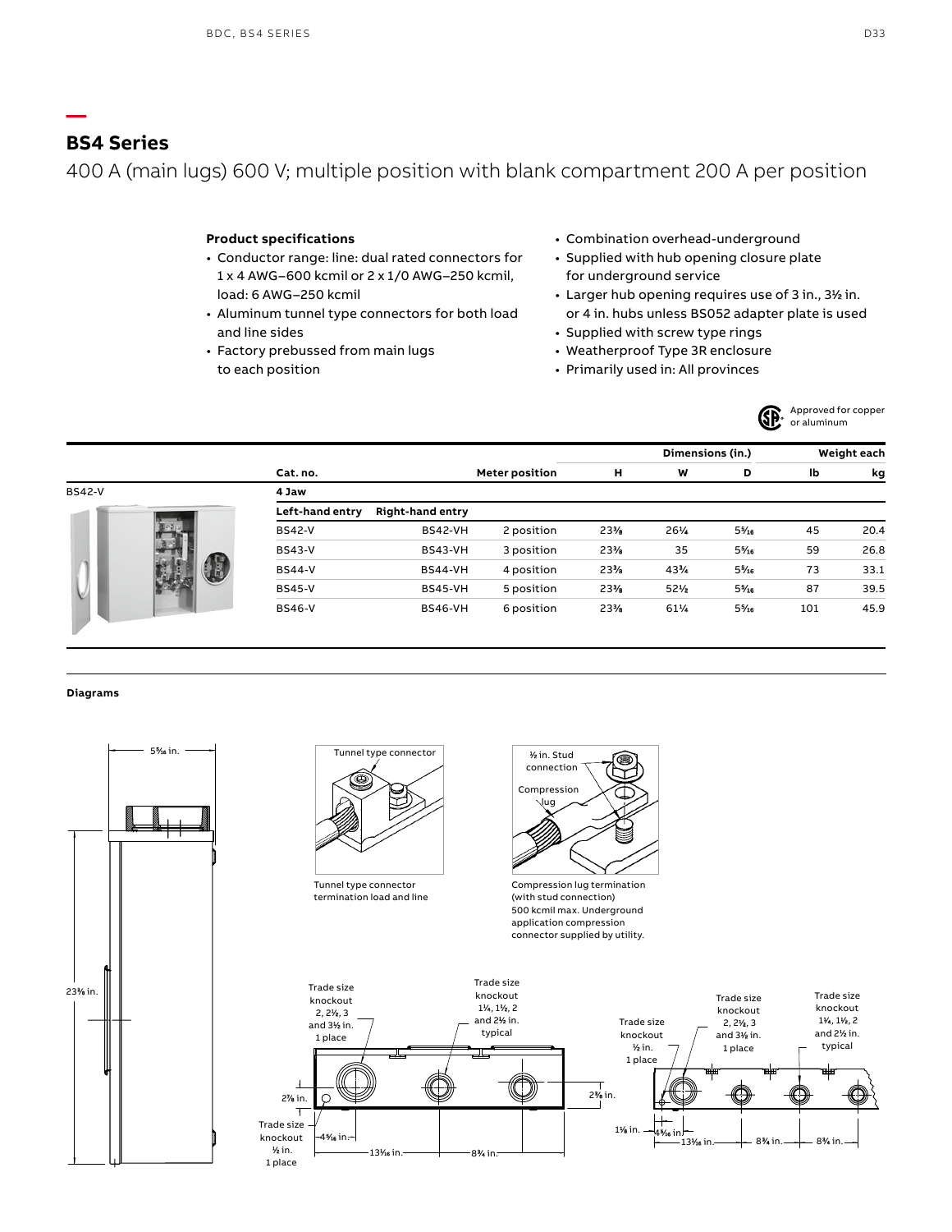## BS4 Series

400 A (main lugs) 600 V; multiple position with blank compartment 200 A per position

**Product specifications**

- Conductor range: line: dual rated connectors for 1 x 4 AWG–600 kcmil or 2 x 1/0 AWG–250 kcmil, load: 6 AWG–250 kcmil
- Aluminum tunnel type connectors for both load and line sides
- Factory prebussed from main lugs to each position
- Combination overhead-underground
- Supplied with hub opening closure plate for underground service
- Larger hub opening requires use of 3 in., 3½ in. or 4 in. hubs unless BS052 adapter plate is used
- Supplied with screw type rings
- Weatherproof Type 3R enclosure
- Primarily used in: All provinces

Approved for copper or aluminum

| | Cat. no. | | Meter position | Dimensions (in.) H | W | D | Weight each lb | kg |
|---|---|---|---|---|---|---|---|---|
| BS42-V | 4 Jaw | | | | | | | |
| | Left-hand entry | Right-hand entry | | | | | | |
| | BS42-V | BS42-VH | 2 position | 23⅜ | 26¼ | 5⁵⁄₁₆ | 45 | 20.4 |
| | BS43-V | BS43-VH | 3 position | 23⅜ | 35 | 5⁵⁄₁₆ | 59 | 26.8 |
| | BS44-V | BS44-VH | 4 position | 23⅜ | 43¾ | 5⁵⁄₁₆ | 73 | 33.1 |
| | BS45-V | BS45-VH | 5 position | 23⅜ | 52½ | 5⁵⁄₁₆ | 87 | 39.5 |
| | BS46-V | BS46-VH | 6 position | 23⅜ | 61¼ | 5⁵⁄₁₆ | 101 | 45.9 |

**Diagrams**

5⁵⁄₁₆ in.

23⅜ in.

Tunnel type connector

Tunnel type connector termination load and line

½ in. Stud connection

Compression lug

Compression lug termination (with stud connection) 500 kcmil max. Underground application compression connector supplied by utility.

Trade size knockout 2, 2½, 3 and 3½ in. 1 place

Trade size knockout 1¼, 1½, 2 and 2½ in. typical

2⅞ in.

Trade size knockout ½ in. 1 place

4⁹⁄₁₆ in.

13¹¹⁄₁₆ in.

8¾ in.

2⅜ in.

Trade size knockout ½ in. 1 place

Trade size knockout 2, 2½, 3 and 3½ in. 1 place

Trade size knockout 1¼, 1½, 2 and 2½ in. typical

1⅛ in.

4⁹⁄₁₆ in.

13¹¹⁄₁₆ in.

8¾ in.

8¾ in.